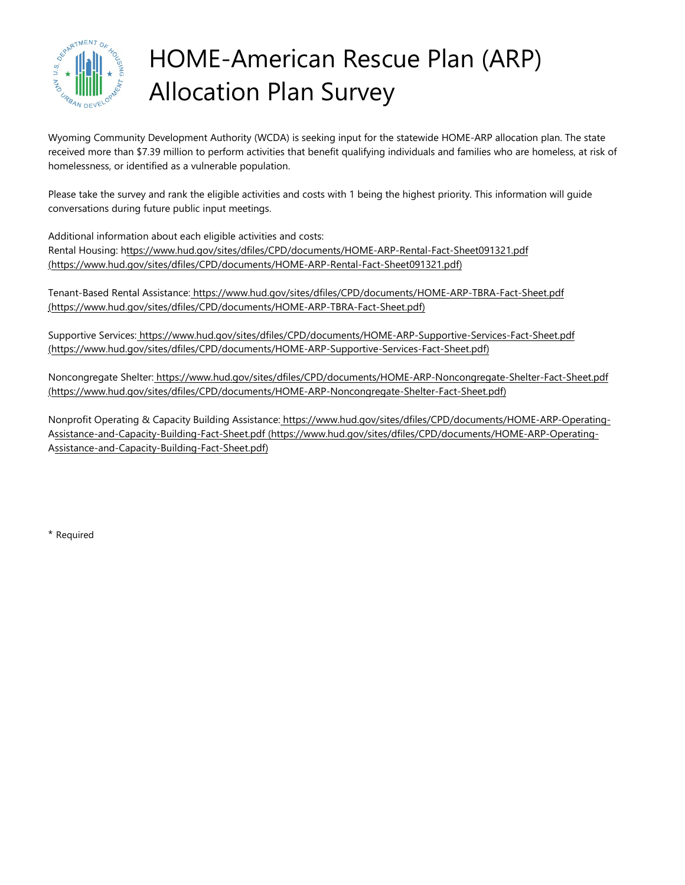# HOME-American Rescue Plan (ARP) Allocation Plan Survey

Wyoming Community Development Authority (WCDA) is seeking input for the statewide HOME-ARP allocation plan. The state received more than $7.39 million to perform activities that benefit qualifying individuals and families who are homeless, at risk of homelessness, or identified as a vulnerable population.

Please take the survey and rank the eligible activities and costs with 1 being the highest priority. This information will guide conversations during future public input meetings.

Additional information about each eligible activities and costs:
Rental Housing: https://www.hud.gov/sites/dfiles/CPD/documents/HOME-ARP-Rental-Fact-Sheet091321.pdf (https://www.hud.gov/sites/dfiles/CPD/documents/HOME-ARP-Rental-Fact-Sheet091321.pdf)

Tenant-Based Rental Assistance: https://www.hud.gov/sites/dfiles/CPD/documents/HOME-ARP-TBRA-Fact-Sheet.pdf (https://www.hud.gov/sites/dfiles/CPD/documents/HOME-ARP-TBRA-Fact-Sheet.pdf)

Supportive Services: https://www.hud.gov/sites/dfiles/CPD/documents/HOME-ARP-Supportive-Services-Fact-Sheet.pdf (https://www.hud.gov/sites/dfiles/CPD/documents/HOME-ARP-Supportive-Services-Fact-Sheet.pdf)

Noncongregate Shelter: https://www.hud.gov/sites/dfiles/CPD/documents/HOME-ARP-Noncongregate-Shelter-Fact-Sheet.pdf (https://www.hud.gov/sites/dfiles/CPD/documents/HOME-ARP-Noncongregate-Shelter-Fact-Sheet.pdf)

Nonprofit Operating & Capacity Building Assistance: https://www.hud.gov/sites/dfiles/CPD/documents/HOME-ARP-Operating-Assistance-and-Capacity-Building-Fact-Sheet.pdf (https://www.hud.gov/sites/dfiles/CPD/documents/HOME-ARP-Operating-Assistance-and-Capacity-Building-Fact-Sheet.pdf)

\* Required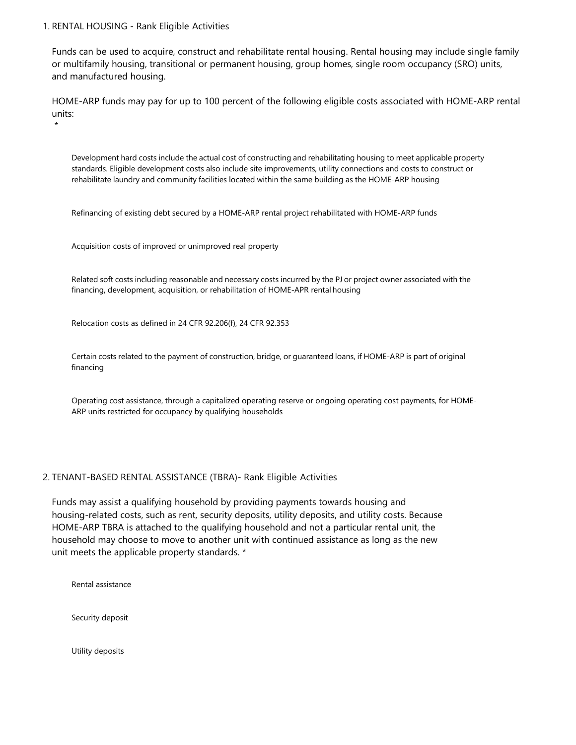1. RENTAL HOUSING - Rank Eligible Activities

Funds can be used to acquire, construct and rehabilitate rental housing. Rental housing may include single family or multifamily housing, transitional or permanent housing, group homes, single room occupancy (SRO) units, and manufactured housing.

HOME-ARP funds may pay for up to 100 percent of the following eligible costs associated with HOME-ARP rental units:
*

Development hard costs include the actual cost of constructing and rehabilitating housing to meet applicable property standards. Eligible development costs also include site improvements, utility connections and costs to construct or rehabilitate laundry and community facilities located within the same building as the HOME-ARP housing

Refinancing of existing debt secured by a HOME-ARP rental project rehabilitated with HOME-ARP funds

Acquisition costs of improved or unimproved real property

Related soft costs including reasonable and necessary costs incurred by the PJ or project owner associated with the financing, development, acquisition, or rehabilitation of HOME-APR rental housing

Relocation costs as defined in 24 CFR 92.206(f), 24 CFR 92.353

Certain costs related to the payment of construction, bridge, or guaranteed loans, if HOME-ARP is part of original financing

Operating cost assistance, through a capitalized operating reserve or ongoing operating cost payments, for HOME-ARP units restricted for occupancy by qualifying households

2. TENANT-BASED RENTAL ASSISTANCE (TBRA)- Rank Eligible Activities

Funds may assist a qualifying household by providing payments towards housing and housing-related costs, such as rent, security deposits, utility deposits, and utility costs. Because HOME-ARP TBRA is attached to the qualifying household and not a particular rental unit, the household may choose to move to another unit with continued assistance as long as the new unit meets the applicable property standards. *

Rental assistance

Security deposit

Utility deposits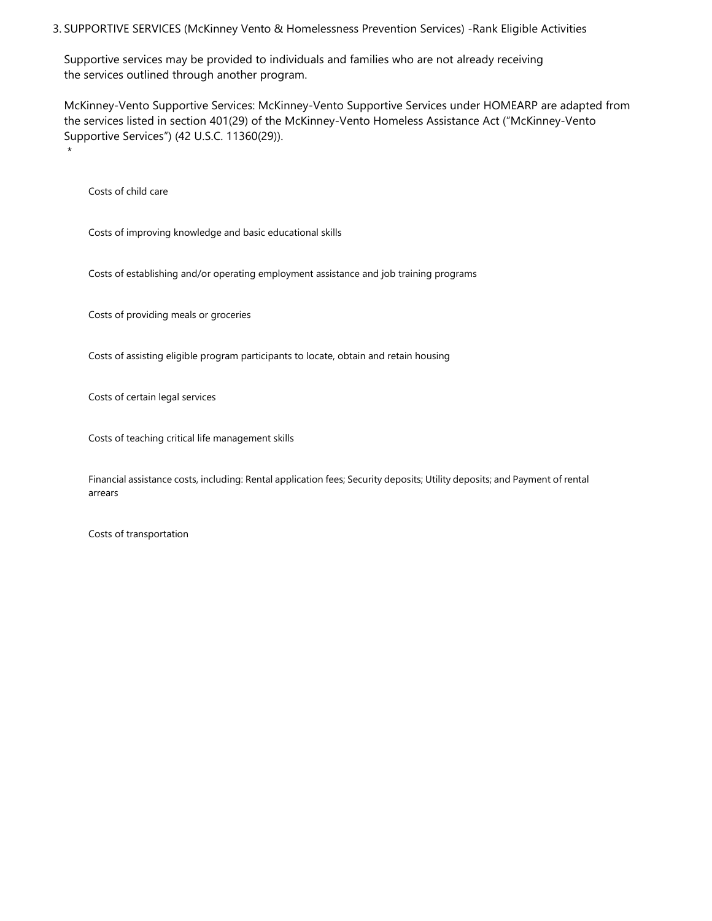3. SUPPORTIVE SERVICES (McKinney Vento & Homelessness Prevention Services) -Rank Eligible Activities

Supportive services may be provided to individuals and families who are not already receiving the services outlined through another program.

McKinney-Vento Supportive Services: McKinney-Vento Supportive Services under HOMEARP are adapted from the services listed in section 401(29) of the McKinney-Vento Homeless Assistance Act ("McKinney-Vento Supportive Services") (42 U.S.C. 11360(29)).
*

Costs of child care

Costs of improving knowledge and basic educational skills

Costs of establishing and/or operating employment assistance and job training programs

Costs of providing meals or groceries

Costs of assisting eligible program participants to locate, obtain and retain housing

Costs of certain legal services

Costs of teaching critical life management skills

Financial assistance costs, including: Rental application fees; Security deposits; Utility deposits; and Payment of rental arrears

Costs of transportation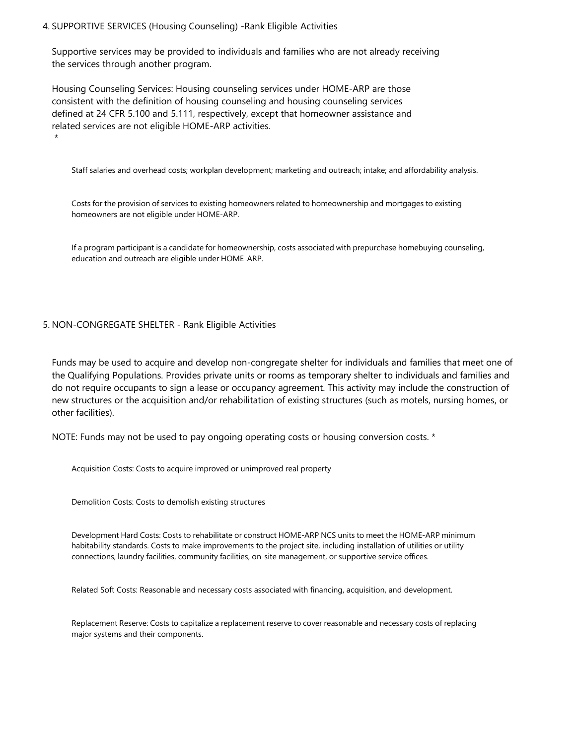4. SUPPORTIVE SERVICES (Housing Counseling) -Rank Eligible Activities

   Supportive services may be provided to individuals and families who are not already receiving the services through another program.

   Housing Counseling Services: Housing counseling services under HOME-ARP are those consistent with the definition of housing counseling and housing counseling services defined at 24 CFR 5.100 and 5.111, respectively, except that homeowner assistance and related services are not eligible HOME-ARP activities.
   *

   Staff salaries and overhead costs; workplan development; marketing and outreach; intake; and affordability analysis.

   Costs for the provision of services to existing homeowners related to homeownership and mortgages to existing homeowners are not eligible under HOME-ARP.

   If a program participant is a candidate for homeownership, costs associated with prepurchase homebuying counseling, education and outreach are eligible under HOME-ARP.

5. NON-CONGREGATE SHELTER - Rank Eligible Activities

   Funds may be used to acquire and develop non-congregate shelter for individuals and families that meet one of the Qualifying Populations. Provides private units or rooms as temporary shelter to individuals and families and do not require occupants to sign a lease or occupancy agreement. This activity may include the construction of new structures or the acquisition and/or rehabilitation of existing structures (such as motels, nursing homes, or other facilities).

   NOTE: Funds may not be used to pay ongoing operating costs or housing conversion costs. *

   Acquisition Costs: Costs to acquire improved or unimproved real property

   Demolition Costs: Costs to demolish existing structures

   Development Hard Costs: Costs to rehabilitate or construct HOME-ARP NCS units to meet the HOME-ARP minimum habitability standards. Costs to make improvements to the project site, including installation of utilities or utility connections, laundry facilities, community facilities, on-site management, or supportive service offices.

   Related Soft Costs: Reasonable and necessary costs associated with financing, acquisition, and development.

   Replacement Reserve: Costs to capitalize a replacement reserve to cover reasonable and necessary costs of replacing major systems and their components.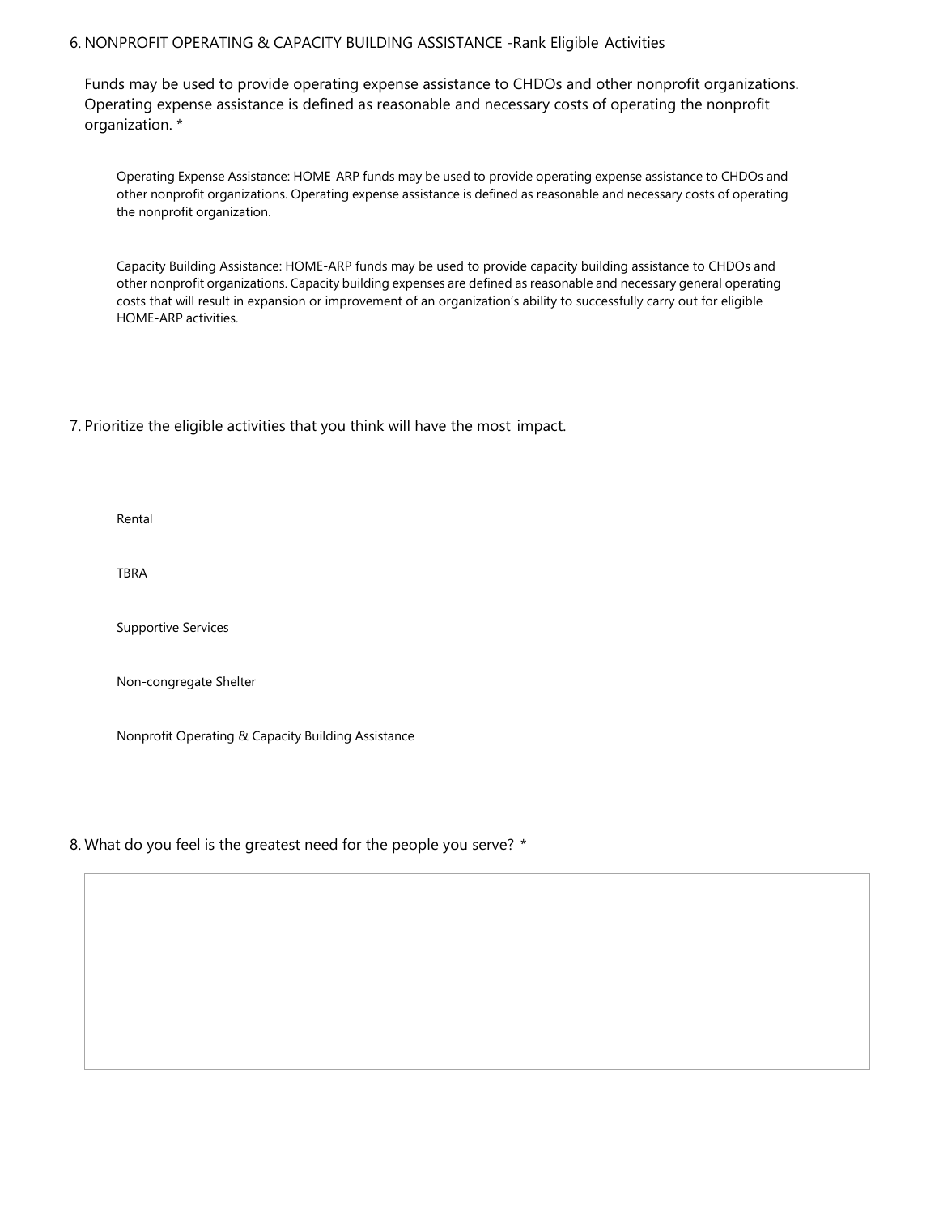6. NONPROFIT OPERATING & CAPACITY BUILDING ASSISTANCE -Rank Eligible Activities

Funds may be used to provide operating expense assistance to CHDOs and other nonprofit organizations. Operating expense assistance is defined as reasonable and necessary costs of operating the nonprofit organization. *

Operating Expense Assistance: HOME-ARP funds may be used to provide operating expense assistance to CHDOs and other nonprofit organizations. Operating expense assistance is defined as reasonable and necessary costs of operating the nonprofit organization.

Capacity Building Assistance: HOME-ARP funds may be used to provide capacity building assistance to CHDOs and other nonprofit organizations. Capacity building expenses are defined as reasonable and necessary general operating costs that will result in expansion or improvement of an organization's ability to successfully carry out for eligible HOME-ARP activities.

7. Prioritize the eligible activities that you think will have the most impact.

Rental

TBRA

Supportive Services

Non-congregate Shelter

Nonprofit Operating & Capacity Building Assistance

8. What do you feel is the greatest need for the people you serve? *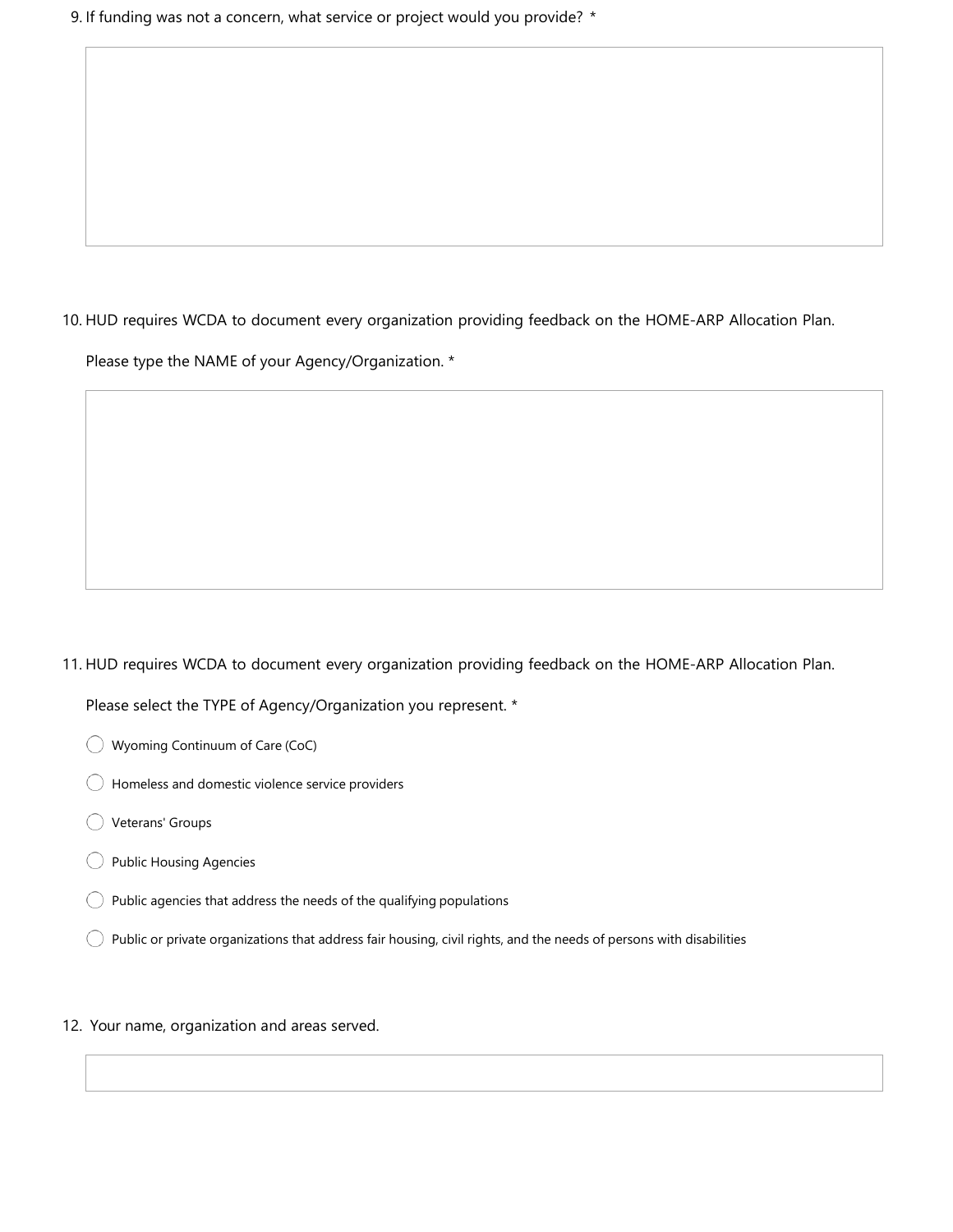9. If funding was not a concern, what service or project would you provide? *

10. HUD requires WCDA to document every organization providing feedback on the HOME-ARP Allocation Plan.

    Please type the NAME of your Agency/Organization. *

11. HUD requires WCDA to document every organization providing feedback on the HOME-ARP Allocation Plan.

    Please select the TYPE of Agency/Organization you represent. *

    - ◯ Wyoming Continuum of Care (CoC)
    - ◯ Homeless and domestic violence service providers
    - ◯ Veterans' Groups
    - ◯ Public Housing Agencies
    - ◯ Public agencies that address the needs of the qualifying populations
    - ◯ Public or private organizations that address fair housing, civil rights, and the needs of persons with disabilities

12. Your name, organization and areas served.